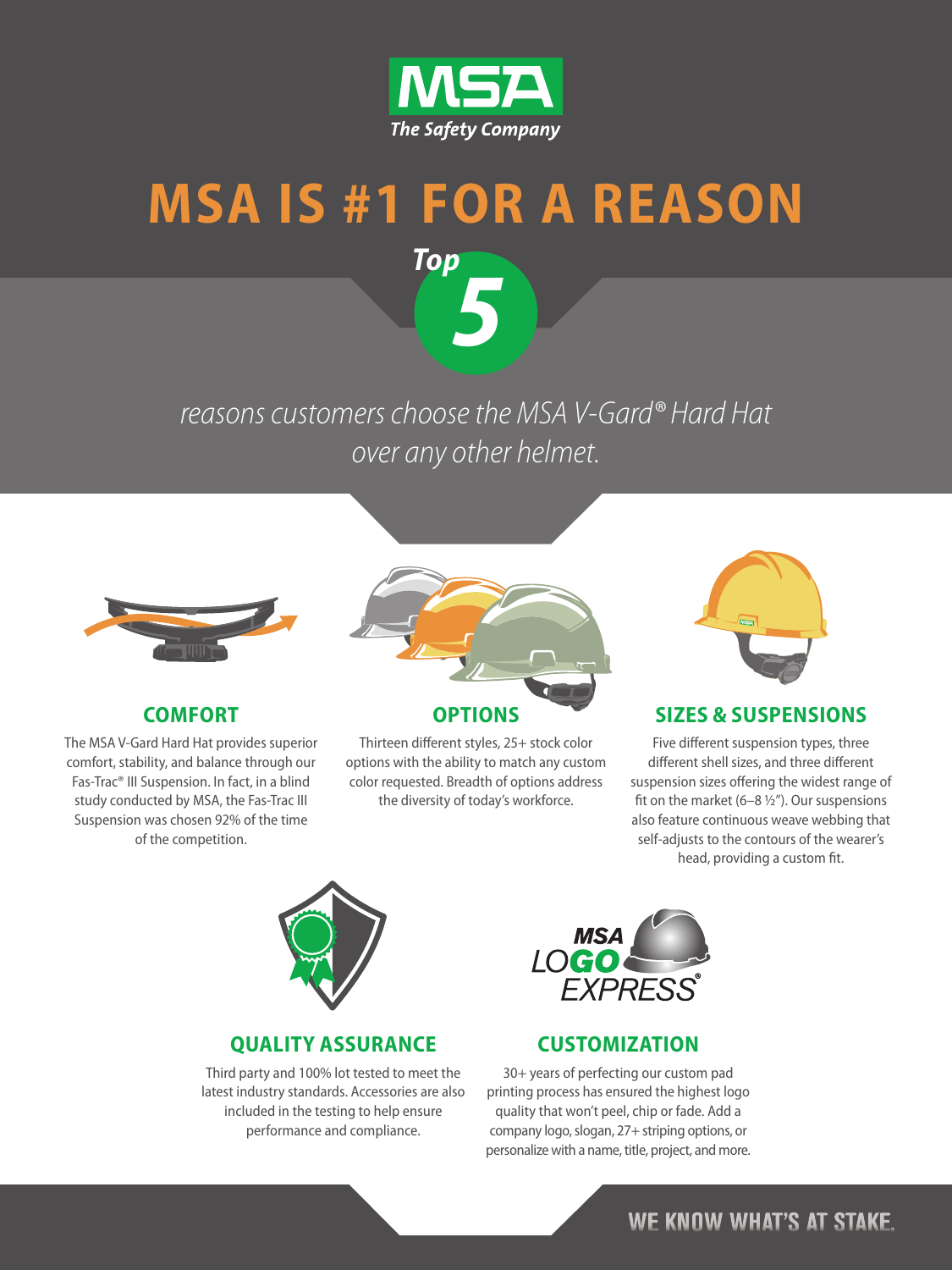MSA

*The Safety Company*

# MSA IS #1 FOR A REASON

*Top 5*

*reasons customers choose the MSA V-Gard® Hard Hat over any other helmet.*

## COMFORT

The MSA V-Gard Hard Hat provides superior comfort, stability, and balance through our Fas-Trac® III Suspension. In fact, in a blind study conducted by MSA, the Fas-Trac III Suspension was chosen 92% of the time of the competition.

## OPTIONS

Thirteen different styles, 25+ stock color options with the ability to match any custom color requested. Breadth of options address the diversity of today's workforce.

## SIZES & SUSPENSIONS

Five different suspension types, three different shell sizes, and three different suspension sizes offering the widest range of fit on the market (6–8 ½"). Our suspensions also feature continuous weave webbing that self-adjusts to the contours of the wearer's head, providing a custom fit.

## QUALITY ASSURANCE

Third party and 100% lot tested to meet the latest industry standards. Accessories are also included in the testing to help ensure performance and compliance.

MSA LOGO EXPRESS®

## CUSTOMIZATION

30+ years of perfecting our custom pad printing process has ensured the highest logo quality that won't peel, chip or fade. Add a company logo, slogan, 27+ striping options, or personalize with a name, title, project, and more.

WE KNOW WHAT'S AT STAKE.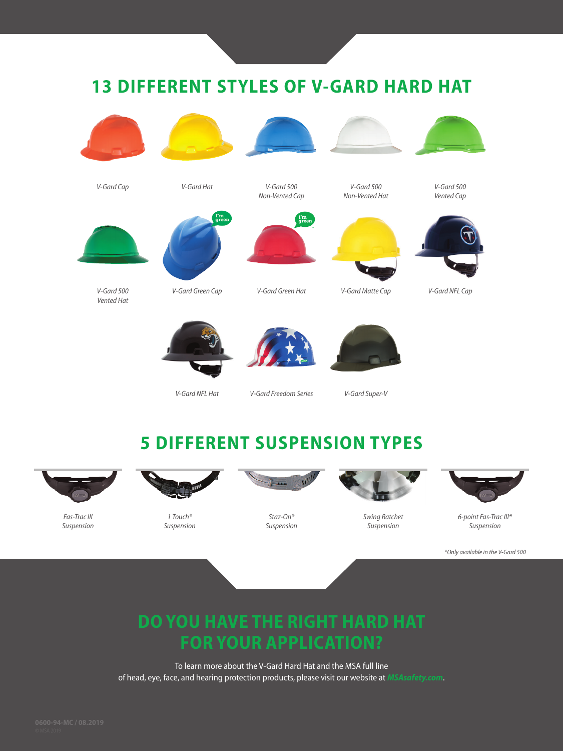## 13 DIFFERENT STYLES OF V-GARD HARD HAT

*V-Gard Cap*

*V-Gard Hat*

*V-Gard 500 Non-Vented Cap*

*V-Gard 500 Non-Vented Hat*

*V-Gard 500 Vented Cap*

*V-Gard 500 Vented Hat*

*V-Gard Green Cap*

*V-Gard Green Hat*

*V-Gard Matte Cap*

*V-Gard NFL Cap*

*V-Gard NFL Hat*

*V-Gard Freedom Series*

*V-Gard Super-V*

## 5 DIFFERENT SUSPENSION TYPES

*Fas-Trac III Suspension*

*1 Touch® Suspension*

*Staz-On® Suspension*

*Swing Ratchet Suspension*

*6-point Fas-Trac III\* Suspension*

*\*Only available in the V-Gard 500*

## DO YOU HAVE THE RIGHT HARD HAT FOR YOUR APPLICATION?

To learn more about the V-Gard Hard Hat and the MSA full line of head, eye, face, and hearing protection products, please visit our website at ***MSAsafety.com***.

0600-94-MC / 08.2019

© MSA 2019